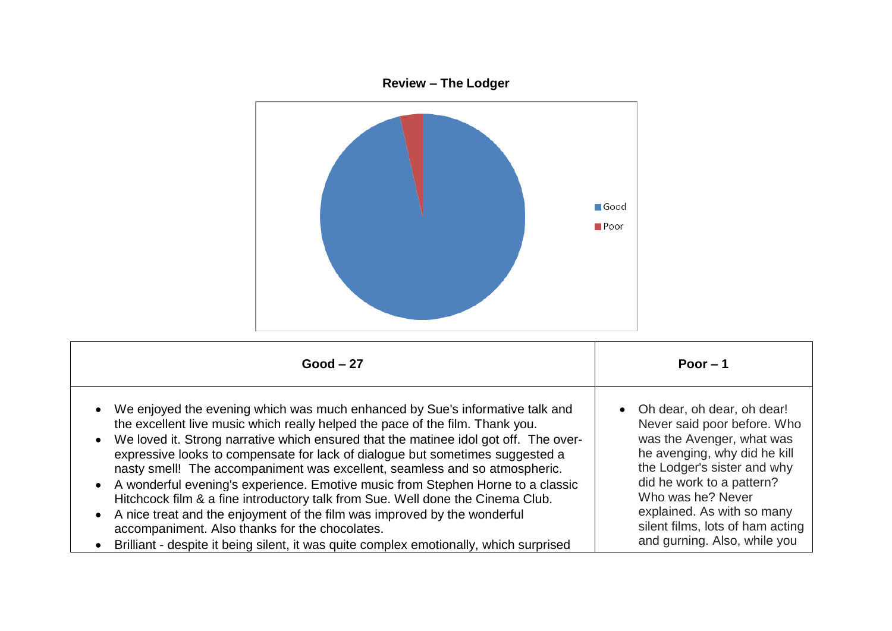**Review – The Lodger**

| Good – 27 | Poor – 1 |
|---|---|
| • We enjoyed the evening which was much enhanced by Sue's informative talk and the excellent live music which really helped the pace of the film. Thank you.<br>• We loved it. Strong narrative which ensured that the matinee idol got off. The over-expressive looks to compensate for lack of dialogue but sometimes suggested a nasty smell! The accompaniment was excellent, seamless and so atmospheric.<br>• A wonderful evening's experience. Emotive music from Stephen Horne to a classic Hitchcock film & a fine introductory talk from Sue. Well done the Cinema Club.<br>• A nice treat and the enjoyment of the film was improved by the wonderful accompaniment. Also thanks for the chocolates.<br>• Brilliant - despite it being silent, it was quite complex emotionally, which surprised | • Oh dear, oh dear, oh dear! Never said poor before. Who was the Avenger, what was he avenging, why did he kill the Lodger's sister and why did he work to a pattern? Who was he? Never explained. As with so many silent films, lots of ham acting and gurning. Also, while you |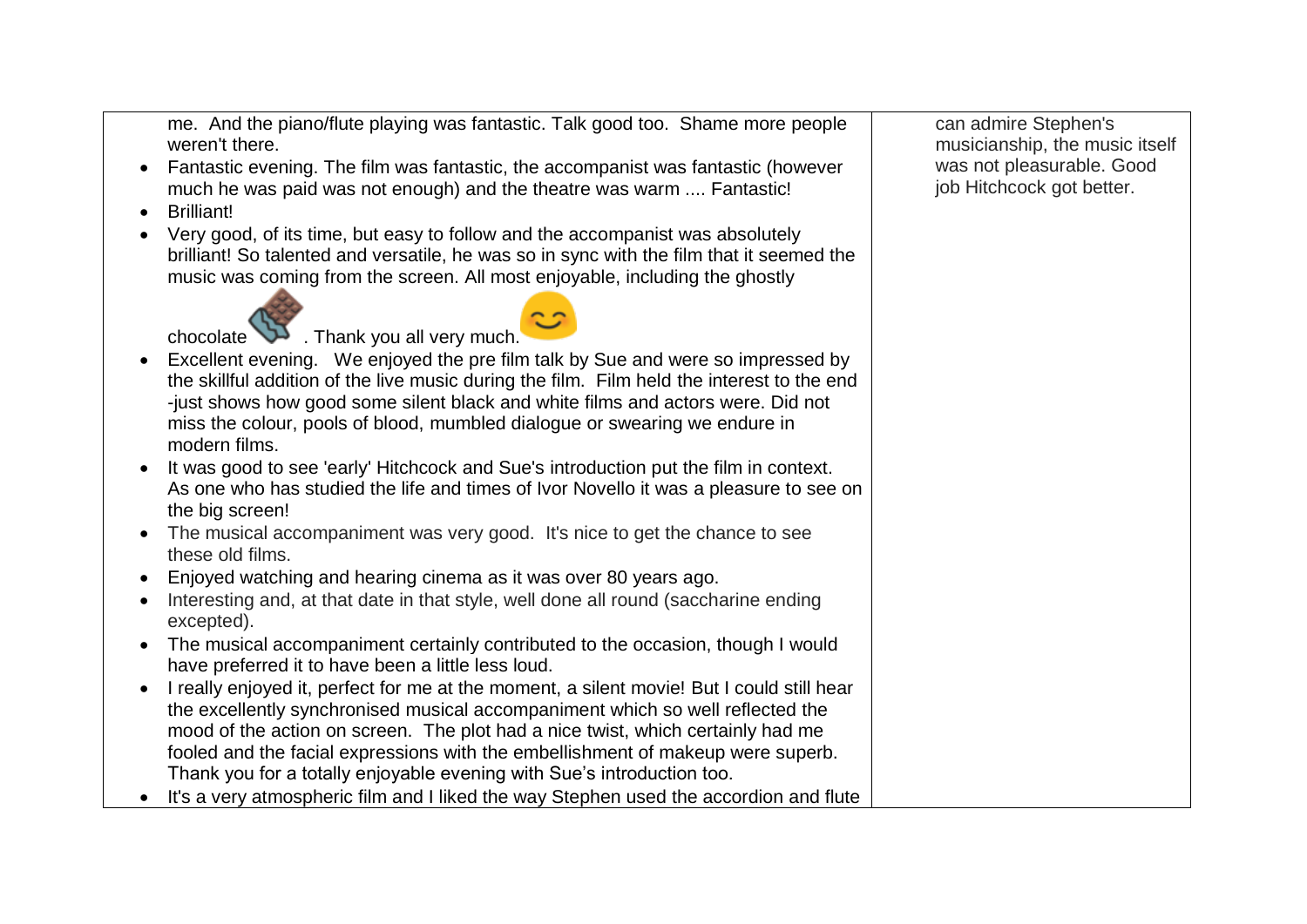| | |
|---|---|
| me. And the piano/flute playing was fantastic. Talk good too. Shame more people weren't there.<br>• Fantastic evening. The film was fantastic, the accompanist was fantastic (however much he was paid was not enough) and the theatre was warm .... Fantastic!<br>• Brilliant!<br>• Very good, of its time, but easy to follow and the accompanist was absolutely brilliant! So talented and versatile, he was so in sync with the film that it seemed the music was coming from the screen. All most enjoyable, including the ghostly chocolate 🍫. Thank you all very much. 😊<br>• Excellent evening. We enjoyed the pre film talk by Sue and were so impressed by the skillful addition of the live music during the film. Film held the interest to the end -just shows how good some silent black and white films and actors were. Did not miss the colour, pools of blood, mumbled dialogue or swearing we endure in modern films.<br>• It was good to see 'early' Hitchcock and Sue's introduction put the film in context. As one who has studied the life and times of Ivor Novello it was a pleasure to see on the big screen!<br>• The musical accompaniment was very good. It's nice to get the chance to see these old films.<br>• Enjoyed watching and hearing cinema as it was over 80 years ago.<br>• Interesting and, at that date in that style, well done all round (saccharine ending excepted).<br>• The musical accompaniment certainly contributed to the occasion, though I would have preferred it to have been a little less loud.<br>• I really enjoyed it, perfect for me at the moment, a silent movie! But I could still hear the excellently synchronised musical accompaniment which so well reflected the mood of the action on screen. The plot had a nice twist, which certainly had me fooled and the facial expressions with the embellishment of makeup were superb. Thank you for a totally enjoyable evening with Sue's introduction too.<br>• It's a very atmospheric film and I liked the way Stephen used the accordion and flute | can admire Stephen's musicianship, the music itself was not pleasurable. Good job Hitchcock got better. |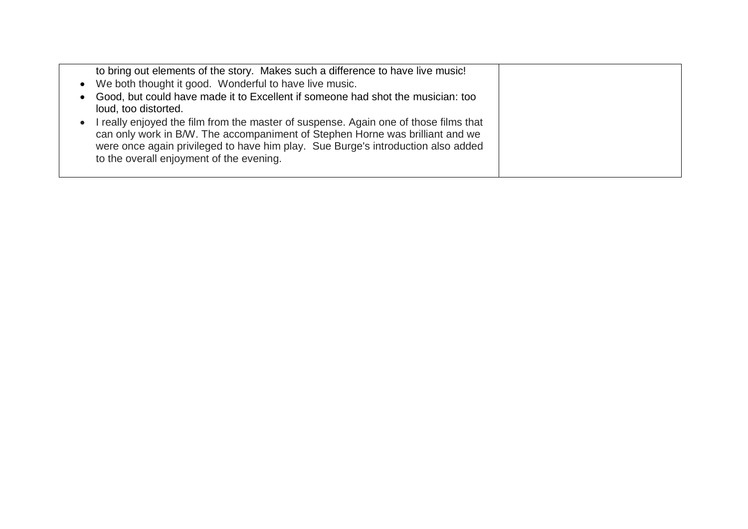| | |
|---|---|
| to bring out elements of the story. Makes such a difference to have live music!<br>• We both thought it good. Wonderful to have live music.<br>• Good, but could have made it to Excellent if someone had shot the musician: too loud, too distorted.<br>• I really enjoyed the film from the master of suspense. Again one of those films that can only work in B/W. The accompaniment of Stephen Horne was brilliant and we were once again privileged to have him play. Sue Burge's introduction also added to the overall enjoyment of the evening. | |